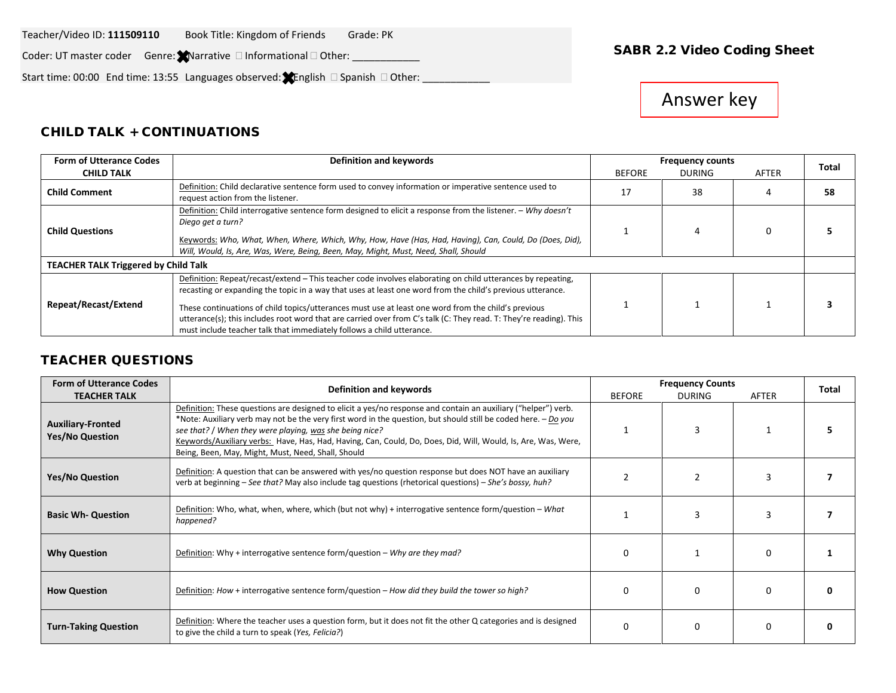Teacher/Video ID: **111509110** Book Title: Kingdom of Friends Grade: PK

Coder: UT master coder Genre: ☒ Narrative ☐ Informational ☐ Other: ____________

Start time: 00:00 End time: 13:55 Languages observed: ☒ English ☐ Spanish ☐ Other: ____________

**SABR 2.2 Video Coding Sheet**

Answer key

## CHILD TALK + CONTINUATIONS

| Form of Utterance Codes CHILD TALK | Definition and keywords | Frequency counts BEFORE | DURING | AFTER | Total |
|---|---|---|---|---|---|
| **Child Comment** | Definition: Child declarative sentence form used to convey information or imperative sentence used to request action from the listener. | 17 | 38 | 4 | **58** |
| **Child Questions** | Definition: Child interrogative sentence form designed to elicit a response from the listener. – *Why doesn't Diego get a turn?* Keywords: *Who, What, When, Where, Which, Why, How, Have (Has, Had, Having), Can, Could, Do (Does, Did), Will, Would, Is, Are, Was, Were, Being, Been, May, Might, Must, Need, Shall, Should* | 1 | 4 | 0 | **5** |
| **TEACHER TALK Triggered by Child Talk** | | | | | |
| **Repeat/Recast/Extend** | Definition: Repeat/recast/extend – This teacher code involves elaborating on child utterances by repeating, recasting or expanding the topic in a way that uses at least one word from the child's previous utterance. These continuations of child topics/utterances must use at least one word from the child's previous utterance(s); this includes root word that are carried over from C's talk (C: They read. T: They're reading). This must include teacher talk that immediately follows a child utterance. | 1 | 1 | 1 | **3** |

## TEACHER QUESTIONS

| Form of Utterance Codes TEACHER TALK | Definition and keywords | Frequency Counts BEFORE | DURING | AFTER | Total |
|---|---|---|---|---|---|
| **Auxiliary-Fronted Yes/No Question** | Definition: These questions are designed to elicit a yes/no response and contain an auxiliary ("helper") verb. *Note: Auxiliary verb may not be the very first word in the question, but should still be coded here. – *Do you see that? / When they were playing, was she being nice?* Keywords/Auxiliary verbs: Have, Has, Had, Having, Can, Could, Do, Does, Did, Will, Would, Is, Are, Was, Were, Being, Been, May, Might, Must, Need, Shall, Should | 1 | 3 | 1 | **5** |
| **Yes/No Question** | Definition: A question that can be answered with yes/no question response but does NOT have an auxiliary verb at beginning – *See that?* May also include tag questions (rhetorical questions) – *She's bossy, huh?* | 2 | 2 | 3 | **7** |
| **Basic Wh- Question** | Definition: Who, what, when, where, which (but not why) + interrogative sentence form/question – *What happened?* | 1 | 3 | 3 | **7** |
| **Why Question** | Definition: Why + interrogative sentence form/question – *Why are they mad?* | 0 | 1 | 0 | **1** |
| **How Question** | Definition: *How* + interrogative sentence form/question – *How did they build the tower so high?* | 0 | 0 | 0 | **0** |
| **Turn-Taking Question** | Definition: Where the teacher uses a question form, but it does not fit the other Q categories and is designed to give the child a turn to speak (*Yes, Felicia?*) | 0 | 0 | 0 | **0** |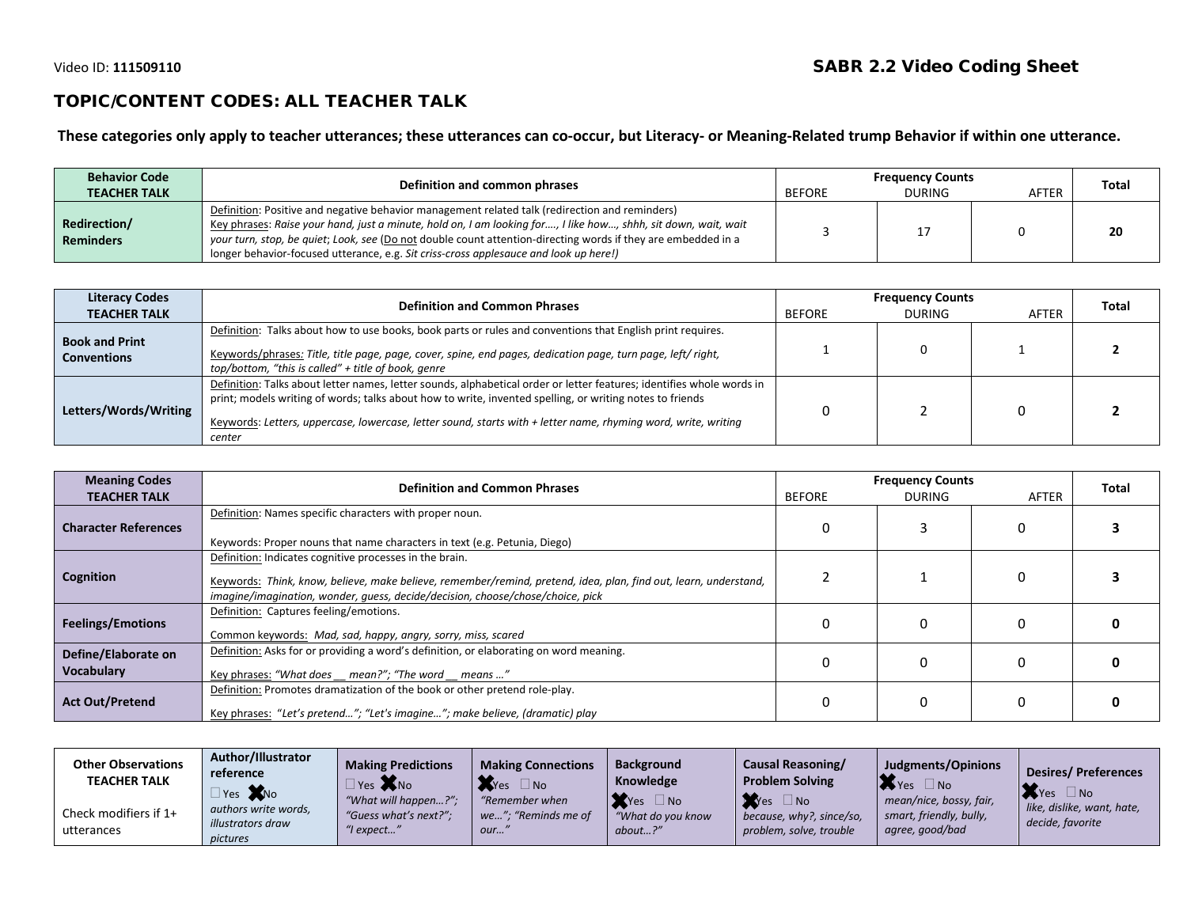Video ID: **111509110**

**SABR 2.2 Video Coding Sheet**

## TOPIC/CONTENT CODES: ALL TEACHER TALK

**These categories only apply to teacher utterances; these utterances can co-occur, but Literacy- or Meaning-Related trump Behavior if within one utterance.**

| Behavior Code TEACHER TALK | Definition and common phrases | Frequency Counts BEFORE | DURING | AFTER | Total |
|---|---|---|---|---|---|
| Redirection/ Reminders | Definition: Positive and negative behavior management related talk (redirection and reminders) Key phrases: *Raise your hand, just a minute, hold on, I am looking for…., I like how…, shhh, sit down, wait, wait your turn, stop, be quiet*; *Look, see* (Do not double count attention-directing words if they are embedded in a longer behavior-focused utterance, e.g. *Sit criss-cross applesauce and look up here!)* | 3 | 17 | 0 | **20** |

| Literacy Codes TEACHER TALK | Definition and Common Phrases | Frequency Counts BEFORE | DURING | AFTER | Total |
|---|---|---|---|---|---|
| Book and Print Conventions | Definition: Talks about how to use books, book parts or rules and conventions that English print requires. Keywords/phrases: *Title, title page, page, cover, spine, end pages, dedication page, turn page, left/ right, top/bottom, "this is called" + title of book, genre* | 1 | 0 | 1 | **2** |
| Letters/Words/Writing | Definition: Talks about letter names, letter sounds, alphabetical order or letter features; identifies whole words in print; models writing of words; talks about how to write, invented spelling, or writing notes to friends Keywords: *Letters, uppercase, lowercase, letter sound, starts with + letter name, rhyming word, write, writing center* | 0 | 2 | 0 | **2** |

| Meaning Codes TEACHER TALK | Definition and Common Phrases | Frequency Counts BEFORE | DURING | AFTER | Total |
|---|---|---|---|---|---|
| Character References | Definition: Names specific characters with proper noun. Keywords: Proper nouns that name characters in text (e.g. Petunia, Diego) | 0 | 3 | 0 | **3** |
| Cognition | Definition: Indicates cognitive processes in the brain. Keywords: *Think, know, believe, make believe, remember/remind, pretend, idea, plan, find out, learn, understand, imagine/imagination, wonder, guess, decide/decision, choose/chose/choice, pick* | 2 | 1 | 0 | **3** |
| Feelings/Emotions | Definition: Captures feeling/emotions. Common keywords: *Mad, sad, happy, angry, sorry, miss, scared* | 0 | 0 | 0 | **0** |
| Define/Elaborate on Vocabulary | Definition: Asks for or providing a word's definition, or elaborating on word meaning. Key phrases: *"What does __ mean?"; "The word __ means …"* | 0 | 0 | 0 | **0** |
| Act Out/Pretend | Definition: Promotes dramatization of the book or other pretend role-play. Key phrases: *"Let's pretend…"; "Let's imagine…"; make believe, (dramatic) play* | 0 | 0 | 0 | **0** |

| Other Observations TEACHER TALK | Author/Illustrator reference | Making Predictions | Making Connections | Background Knowledge | Causal Reasoning/ Problem Solving | Judgments/Opinions | Desires/ Preferences |
|---|---|---|---|---|---|---|---|
| Check modifiers if 1+ utterances | ☐ Yes ☒ No *authors write words, illustrators draw pictures* | ☐ Yes ☒ No *"What will happen…?"; "Guess what's next?"; "I expect…"* | ☒ Yes ☐ No *"Remember when we…"; "Reminds me of our…"* | ☒ Yes ☐ No *"What do you know about…?"* | ☒ Yes ☐ No *because, why?, since/so, problem, solve, trouble* | ☒ Yes ☐ No *mean/nice, bossy, fair, smart, friendly, bully, agree, good/bad* | ☒ Yes ☐ No *like, dislike, want, hate, decide, favorite* |